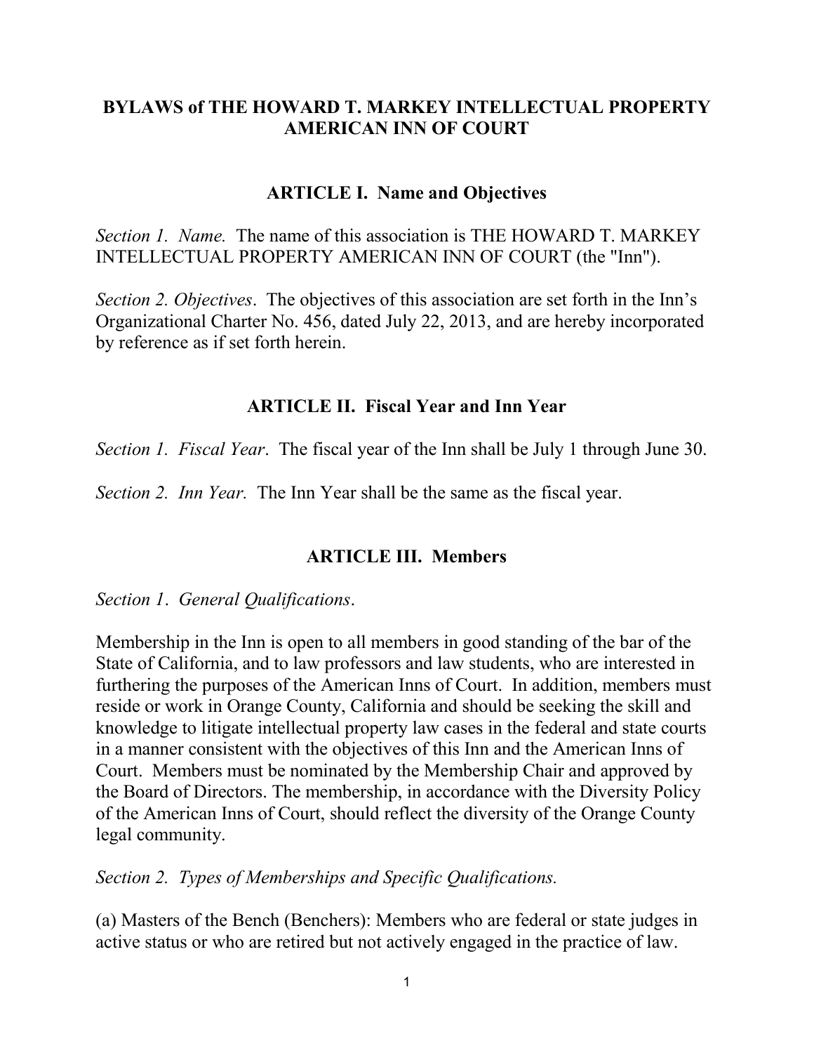# BYLAWS of THE HOWARD T. MARKEY INTELLECTUAL PROPERTY AMERICAN INN OF COURT

## ARTICLE I. Name and Objectives

*Section 1. Name.* The name of this association is THE HOWARD T. MARKEY INTELLECTUAL PROPERTY AMERICAN INN OF COURT (the "Inn").

*Section 2. Objectives*. The objectives of this association are set forth in the Inn's Organizational Charter No. 456, dated July 22, 2013, and are hereby incorporated by reference as if set forth herein.

## ARTICLE II. Fiscal Year and Inn Year

*Section 1. Fiscal Year*. The fiscal year of the Inn shall be July 1 through June 30.

*Section 2. Inn Year.* The Inn Year shall be the same as the fiscal year.

## ARTICLE III. Members

*Section 1. General Qualifications*.

Membership in the Inn is open to all members in good standing of the bar of the State of California, and to law professors and law students, who are interested in furthering the purposes of the American Inns of Court. In addition, members must reside or work in Orange County, California and should be seeking the skill and knowledge to litigate intellectual property law cases in the federal and state courts in a manner consistent with the objectives of this Inn and the American Inns of Court. Members must be nominated by the Membership Chair and approved by the Board of Directors. The membership, in accordance with the Diversity Policy of the American Inns of Court, should reflect the diversity of the Orange County legal community.

*Section 2. Types of Memberships and Specific Qualifications.*

(a) Masters of the Bench (Benchers): Members who are federal or state judges in active status or who are retired but not actively engaged in the practice of law.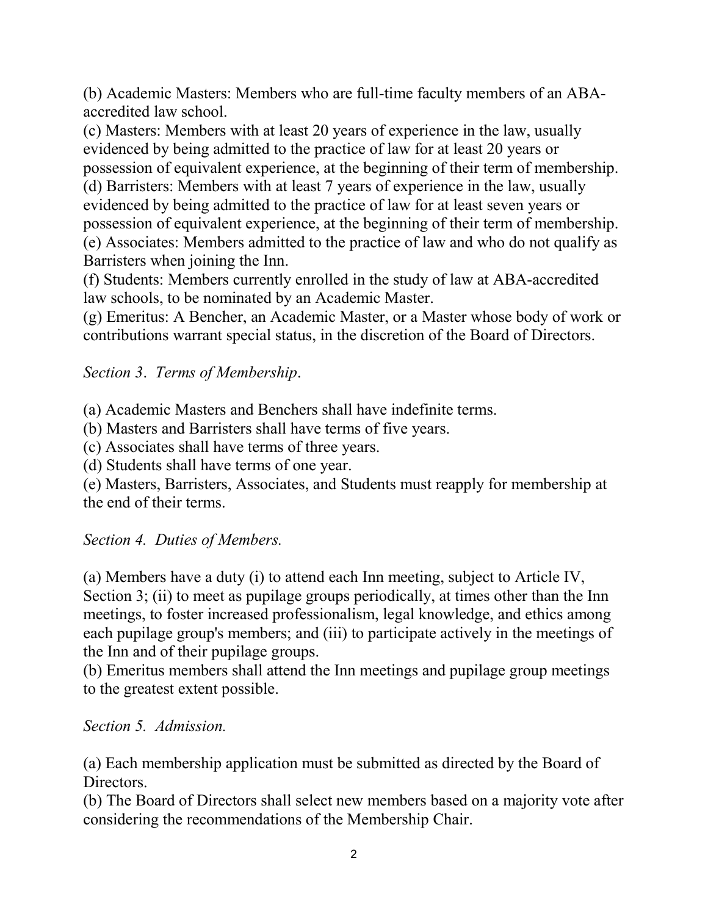(b) Academic Masters: Members who are full-time faculty members of an ABA-accredited law school.
(c) Masters: Members with at least 20 years of experience in the law, usually evidenced by being admitted to the practice of law for at least 20 years or possession of equivalent experience, at the beginning of their term of membership.
(d) Barristers: Members with at least 7 years of experience in the law, usually evidenced by being admitted to the practice of law for at least seven years or possession of equivalent experience, at the beginning of their term of membership.
(e) Associates: Members admitted to the practice of law and who do not qualify as Barristers when joining the Inn.
(f) Students: Members currently enrolled in the study of law at ABA-accredited law schools, to be nominated by an Academic Master.
(g) Emeritus: A Bencher, an Academic Master, or a Master whose body of work or contributions warrant special status, in the discretion of the Board of Directors.

*Section 3. Terms of Membership.*

(a) Academic Masters and Benchers shall have indefinite terms.
(b) Masters and Barristers shall have terms of five years.
(c) Associates shall have terms of three years.
(d) Students shall have terms of one year.
(e) Masters, Barristers, Associates, and Students must reapply for membership at the end of their terms.

*Section 4. Duties of Members.*

(a) Members have a duty (i) to attend each Inn meeting, subject to Article IV, Section 3; (ii) to meet as pupilage groups periodically, at times other than the Inn meetings, to foster increased professionalism, legal knowledge, and ethics among each pupilage group's members; and (iii) to participate actively in the meetings of the Inn and of their pupilage groups.
(b) Emeritus members shall attend the Inn meetings and pupilage group meetings to the greatest extent possible.

*Section 5. Admission.*

(a) Each membership application must be submitted as directed by the Board of Directors.
(b) The Board of Directors shall select new members based on a majority vote after considering the recommendations of the Membership Chair.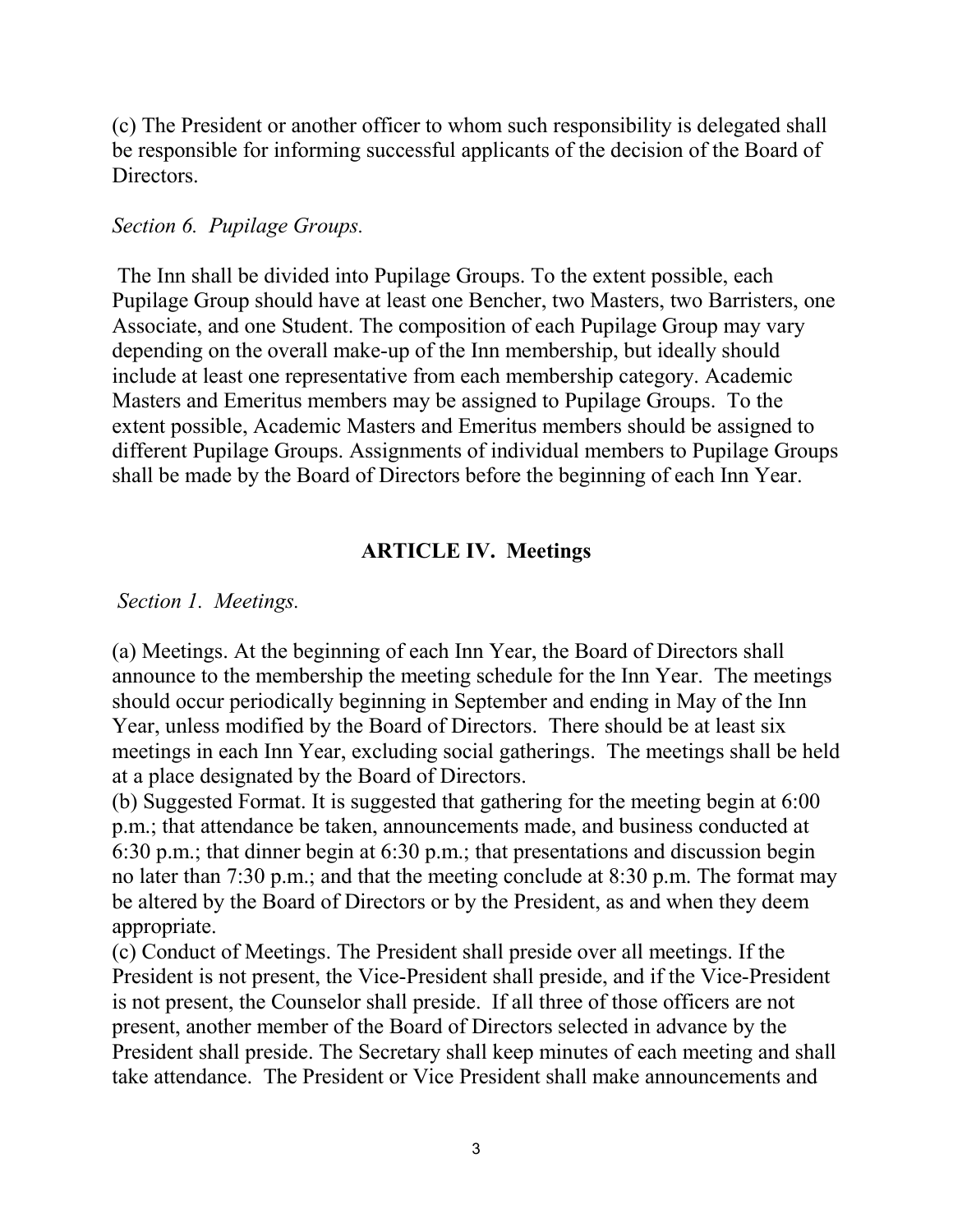(c) The President or another officer to whom such responsibility is delegated shall be responsible for informing successful applicants of the decision of the Board of Directors.

*Section 6. Pupilage Groups.*

The Inn shall be divided into Pupilage Groups. To the extent possible, each Pupilage Group should have at least one Bencher, two Masters, two Barristers, one Associate, and one Student. The composition of each Pupilage Group may vary depending on the overall make-up of the Inn membership, but ideally should include at least one representative from each membership category. Academic Masters and Emeritus members may be assigned to Pupilage Groups. To the extent possible, Academic Masters and Emeritus members should be assigned to different Pupilage Groups. Assignments of individual members to Pupilage Groups shall be made by the Board of Directors before the beginning of each Inn Year.

## ARTICLE IV. Meetings

*Section 1. Meetings.*

(a) Meetings. At the beginning of each Inn Year, the Board of Directors shall announce to the membership the meeting schedule for the Inn Year. The meetings should occur periodically beginning in September and ending in May of the Inn Year, unless modified by the Board of Directors. There should be at least six meetings in each Inn Year, excluding social gatherings. The meetings shall be held at a place designated by the Board of Directors.

(b) Suggested Format. It is suggested that gathering for the meeting begin at 6:00 p.m.; that attendance be taken, announcements made, and business conducted at 6:30 p.m.; that dinner begin at 6:30 p.m.; that presentations and discussion begin no later than 7:30 p.m.; and that the meeting conclude at 8:30 p.m. The format may be altered by the Board of Directors or by the President, as and when they deem appropriate.

(c) Conduct of Meetings. The President shall preside over all meetings. If the President is not present, the Vice-President shall preside, and if the Vice-President is not present, the Counselor shall preside. If all three of those officers are not present, another member of the Board of Directors selected in advance by the President shall preside. The Secretary shall keep minutes of each meeting and shall take attendance. The President or Vice President shall make announcements and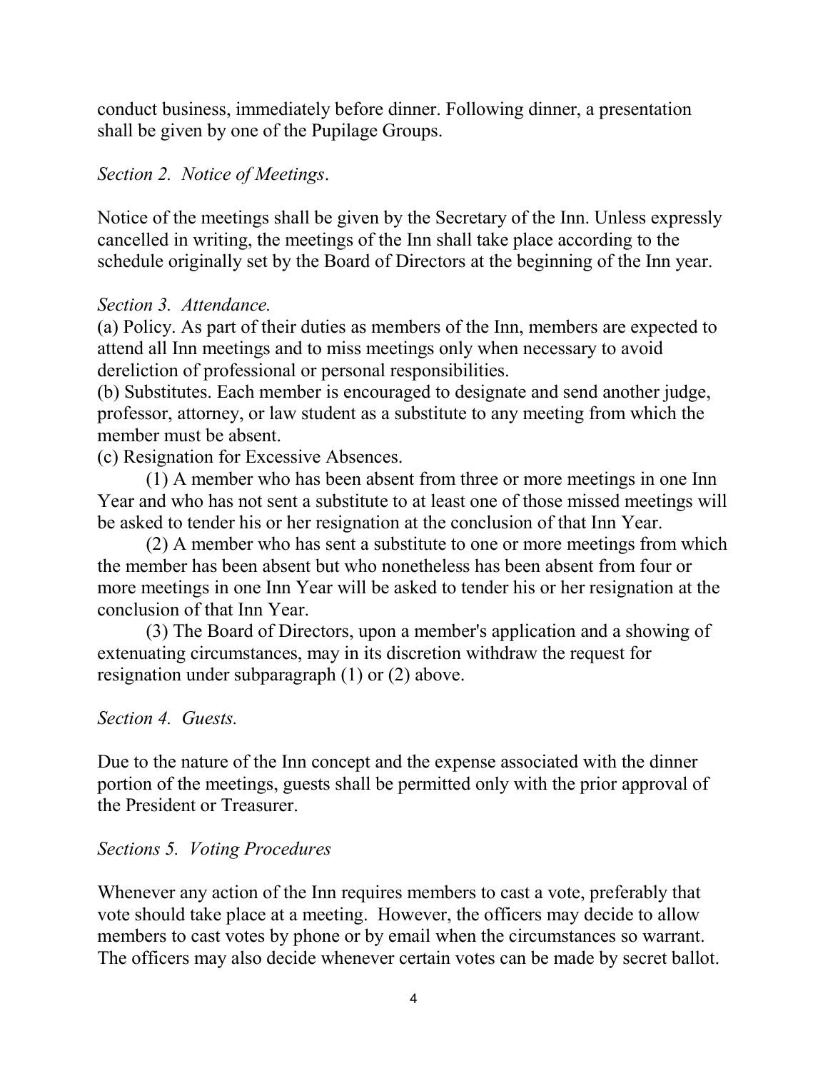conduct business, immediately before dinner. Following dinner, a presentation shall be given by one of the Pupilage Groups.

*Section 2. Notice of Meetings*.

Notice of the meetings shall be given by the Secretary of the Inn. Unless expressly cancelled in writing, the meetings of the Inn shall take place according to the schedule originally set by the Board of Directors at the beginning of the Inn year.

*Section 3. Attendance.*

(a) Policy. As part of their duties as members of the Inn, members are expected to attend all Inn meetings and to miss meetings only when necessary to avoid dereliction of professional or personal responsibilities.

(b) Substitutes. Each member is encouraged to designate and send another judge, professor, attorney, or law student as a substitute to any meeting from which the member must be absent.

(c) Resignation for Excessive Absences.

(1) A member who has been absent from three or more meetings in one Inn Year and who has not sent a substitute to at least one of those missed meetings will be asked to tender his or her resignation at the conclusion of that Inn Year.

(2) A member who has sent a substitute to one or more meetings from which the member has been absent but who nonetheless has been absent from four or more meetings in one Inn Year will be asked to tender his or her resignation at the conclusion of that Inn Year.

(3) The Board of Directors, upon a member's application and a showing of extenuating circumstances, may in its discretion withdraw the request for resignation under subparagraph (1) or (2) above.

*Section 4. Guests.*

Due to the nature of the Inn concept and the expense associated with the dinner portion of the meetings, guests shall be permitted only with the prior approval of the President or Treasurer.

*Sections 5. Voting Procedures*

Whenever any action of the Inn requires members to cast a vote, preferably that vote should take place at a meeting. However, the officers may decide to allow members to cast votes by phone or by email when the circumstances so warrant. The officers may also decide whenever certain votes can be made by secret ballot.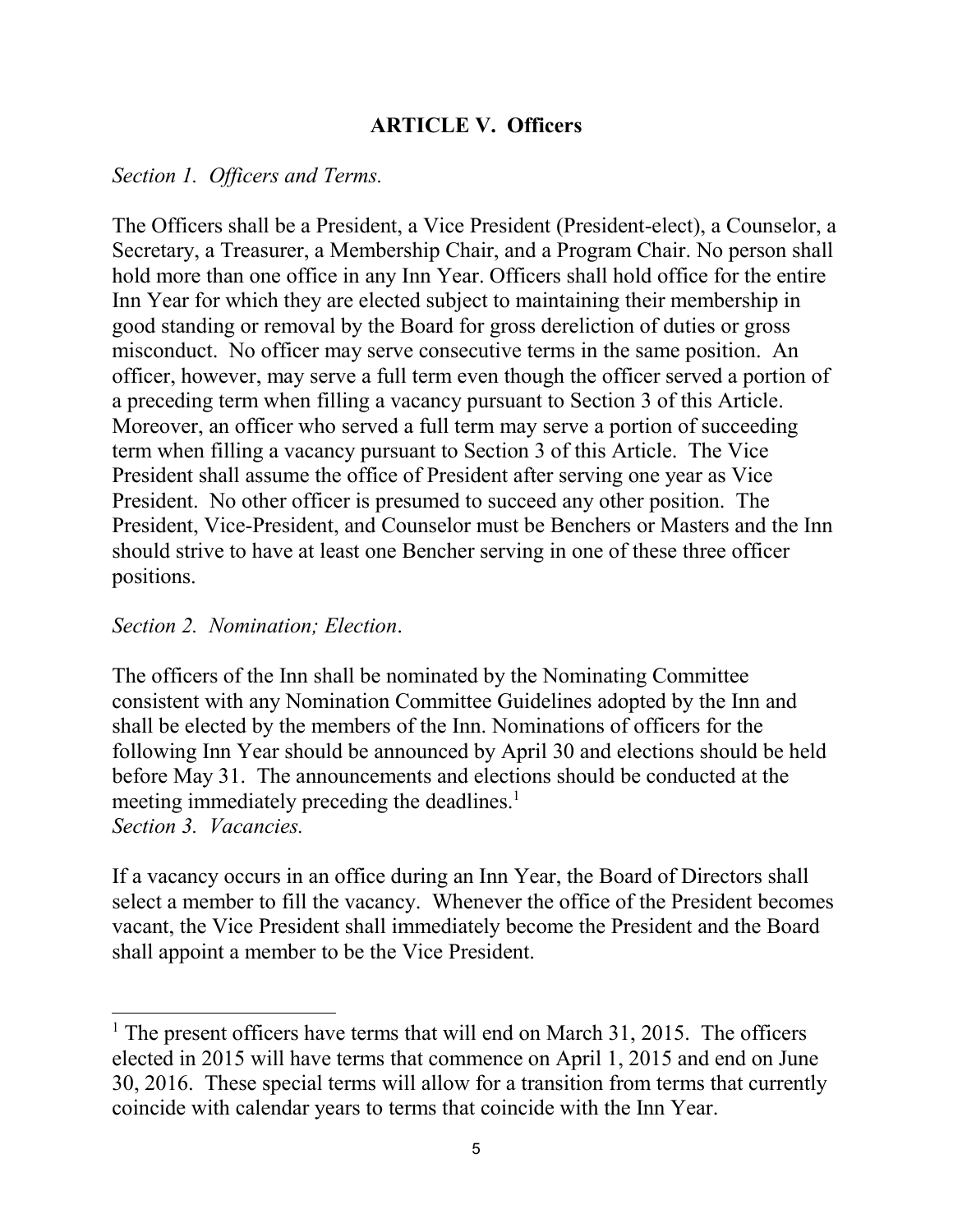## ARTICLE V. Officers

*Section 1. Officers and Terms.*

The Officers shall be a President, a Vice President (President-elect), a Counselor, a Secretary, a Treasurer, a Membership Chair, and a Program Chair. No person shall hold more than one office in any Inn Year. Officers shall hold office for the entire Inn Year for which they are elected subject to maintaining their membership in good standing or removal by the Board for gross dereliction of duties or gross misconduct. No officer may serve consecutive terms in the same position. An officer, however, may serve a full term even though the officer served a portion of a preceding term when filling a vacancy pursuant to Section 3 of this Article. Moreover, an officer who served a full term may serve a portion of succeeding term when filling a vacancy pursuant to Section 3 of this Article. The Vice President shall assume the office of President after serving one year as Vice President. No other officer is presumed to succeed any other position. The President, Vice-President, and Counselor must be Benchers or Masters and the Inn should strive to have at least one Bencher serving in one of these three officer positions.

*Section 2. Nomination; Election.*

The officers of the Inn shall be nominated by the Nominating Committee consistent with any Nomination Committee Guidelines adopted by the Inn and shall be elected by the members of the Inn. Nominations of officers for the following Inn Year should be announced by April 30 and elections should be held before May 31. The announcements and elections should be conducted at the meeting immediately preceding the deadlines.[1]

*Section 3. Vacancies.*

If a vacancy occurs in an office during an Inn Year, the Board of Directors shall select a member to fill the vacancy. Whenever the office of the President becomes vacant, the Vice President shall immediately become the President and the Board shall appoint a member to be the Vice President.

---

[1] The present officers have terms that will end on March 31, 2015. The officers elected in 2015 will have terms that commence on April 1, 2015 and end on June 30, 2016. These special terms will allow for a transition from terms that currently coincide with calendar years to terms that coincide with the Inn Year.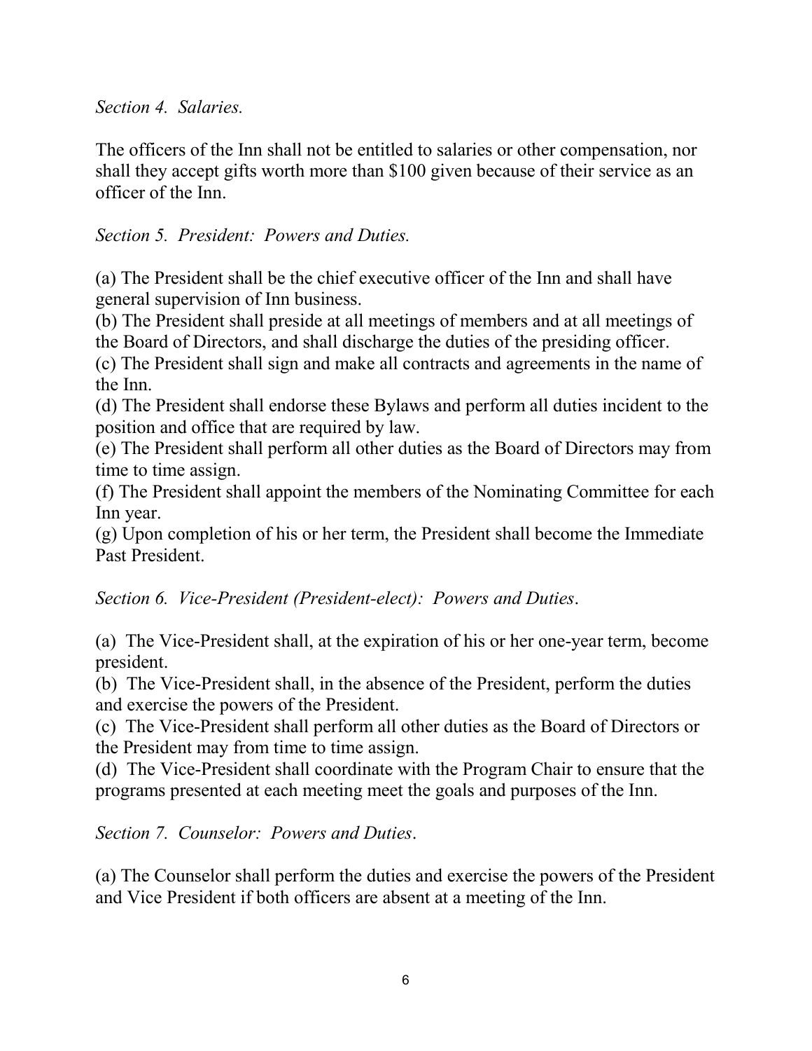*Section 4. Salaries.*

The officers of the Inn shall not be entitled to salaries or other compensation, nor shall they accept gifts worth more than $100 given because of their service as an officer of the Inn.

*Section 5. President: Powers and Duties.*

(a) The President shall be the chief executive officer of the Inn and shall have general supervision of Inn business.
(b) The President shall preside at all meetings of members and at all meetings of the Board of Directors, and shall discharge the duties of the presiding officer.
(c) The President shall sign and make all contracts and agreements in the name of the Inn.
(d) The President shall endorse these Bylaws and perform all duties incident to the position and office that are required by law.
(e) The President shall perform all other duties as the Board of Directors may from time to time assign.
(f) The President shall appoint the members of the Nominating Committee for each Inn year.
(g) Upon completion of his or her term, the President shall become the Immediate Past President.

*Section 6. Vice-President (President-elect): Powers and Duties*.

(a) The Vice-President shall, at the expiration of his or her one-year term, become president.
(b) The Vice-President shall, in the absence of the President, perform the duties and exercise the powers of the President.
(c) The Vice-President shall perform all other duties as the Board of Directors or the President may from time to time assign.
(d) The Vice-President shall coordinate with the Program Chair to ensure that the programs presented at each meeting meet the goals and purposes of the Inn.

*Section 7. Counselor: Powers and Duties*.

(a) The Counselor shall perform the duties and exercise the powers of the President and Vice President if both officers are absent at a meeting of the Inn.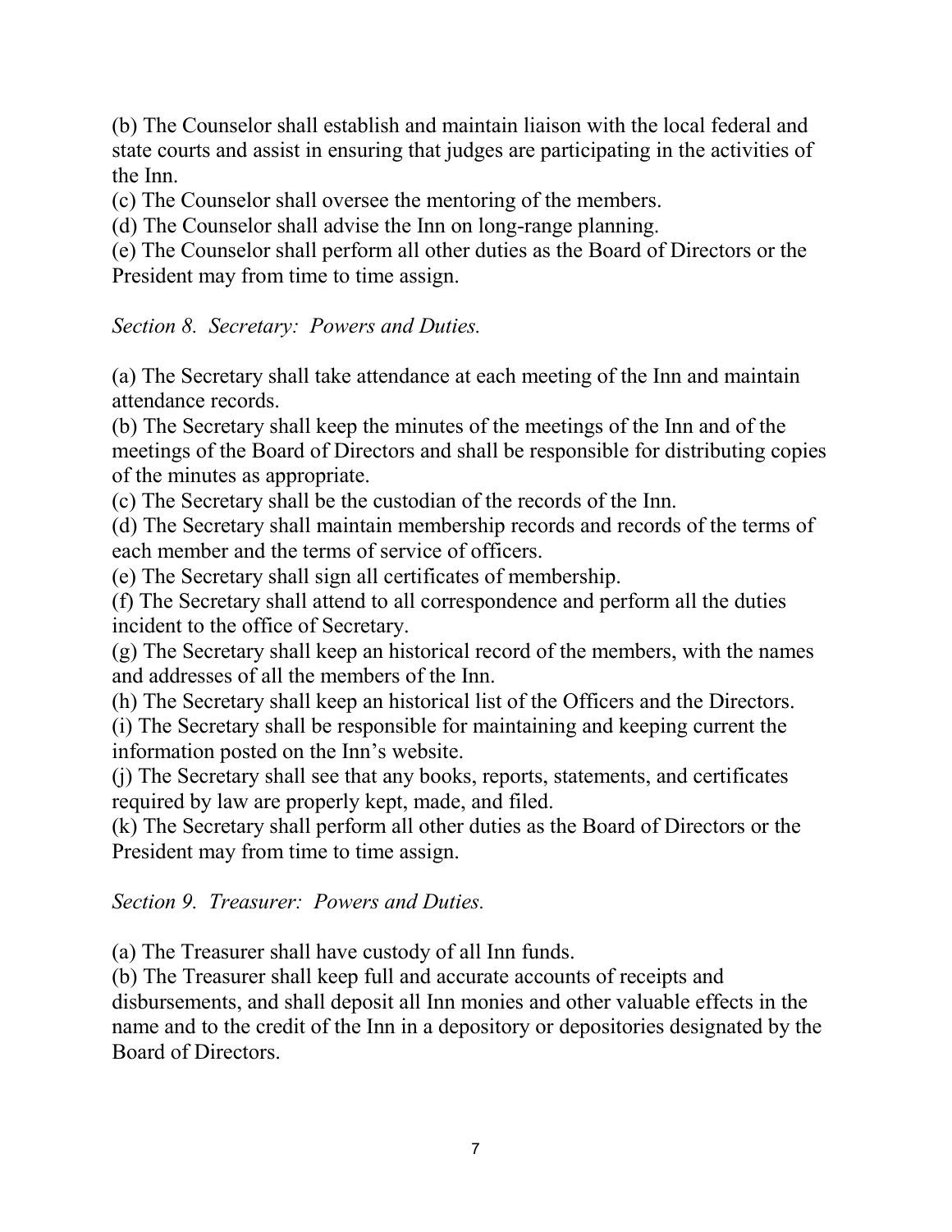(b) The Counselor shall establish and maintain liaison with the local federal and state courts and assist in ensuring that judges are participating in the activities of the Inn.

(c) The Counselor shall oversee the mentoring of the members.

(d) The Counselor shall advise the Inn on long-range planning.

(e) The Counselor shall perform all other duties as the Board of Directors or the President may from time to time assign.

*Section 8. Secretary: Powers and Duties.*

(a) The Secretary shall take attendance at each meeting of the Inn and maintain attendance records.

(b) The Secretary shall keep the minutes of the meetings of the Inn and of the meetings of the Board of Directors and shall be responsible for distributing copies of the minutes as appropriate.

(c) The Secretary shall be the custodian of the records of the Inn.

(d) The Secretary shall maintain membership records and records of the terms of each member and the terms of service of officers.

(e) The Secretary shall sign all certificates of membership.

(f) The Secretary shall attend to all correspondence and perform all the duties incident to the office of Secretary.

(g) The Secretary shall keep an historical record of the members, with the names and addresses of all the members of the Inn.

(h) The Secretary shall keep an historical list of the Officers and the Directors.

(i) The Secretary shall be responsible for maintaining and keeping current the information posted on the Inn's website.

(j) The Secretary shall see that any books, reports, statements, and certificates required by law are properly kept, made, and filed.

(k) The Secretary shall perform all other duties as the Board of Directors or the President may from time to time assign.

*Section 9. Treasurer: Powers and Duties.*

(a) The Treasurer shall have custody of all Inn funds.

(b) The Treasurer shall keep full and accurate accounts of receipts and disbursements, and shall deposit all Inn monies and other valuable effects in the name and to the credit of the Inn in a depository or depositories designated by the Board of Directors.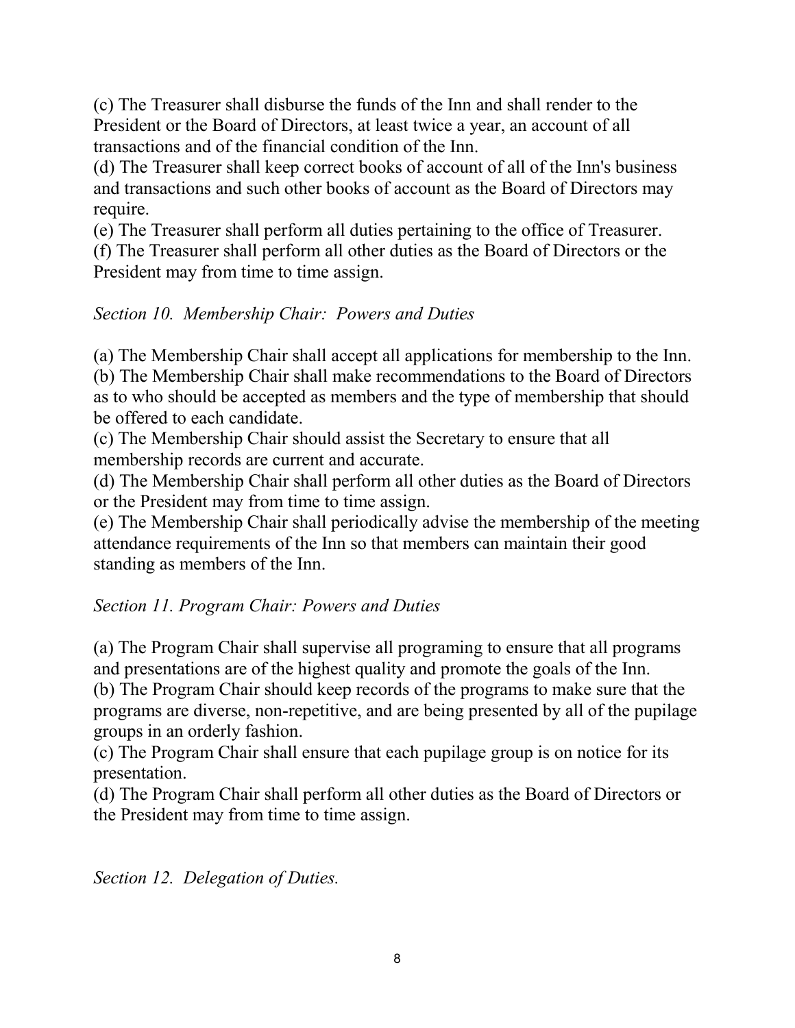(c) The Treasurer shall disburse the funds of the Inn and shall render to the President or the Board of Directors, at least twice a year, an account of all transactions and of the financial condition of the Inn.
(d) The Treasurer shall keep correct books of account of all of the Inn's business and transactions and such other books of account as the Board of Directors may require.
(e) The Treasurer shall perform all duties pertaining to the office of Treasurer.
(f) The Treasurer shall perform all other duties as the Board of Directors or the President may from time to time assign.

*Section 10. Membership Chair: Powers and Duties*

(a) The Membership Chair shall accept all applications for membership to the Inn.
(b) The Membership Chair shall make recommendations to the Board of Directors as to who should be accepted as members and the type of membership that should be offered to each candidate.
(c) The Membership Chair should assist the Secretary to ensure that all membership records are current and accurate.
(d) The Membership Chair shall perform all other duties as the Board of Directors or the President may from time to time assign.
(e) The Membership Chair shall periodically advise the membership of the meeting attendance requirements of the Inn so that members can maintain their good standing as members of the Inn.

*Section 11. Program Chair: Powers and Duties*

(a) The Program Chair shall supervise all programing to ensure that all programs and presentations are of the highest quality and promote the goals of the Inn.
(b) The Program Chair should keep records of the programs to make sure that the programs are diverse, non-repetitive, and are being presented by all of the pupilage groups in an orderly fashion.
(c) The Program Chair shall ensure that each pupilage group is on notice for its presentation.
(d) The Program Chair shall perform all other duties as the Board of Directors or the President may from time to time assign.

*Section 12. Delegation of Duties.*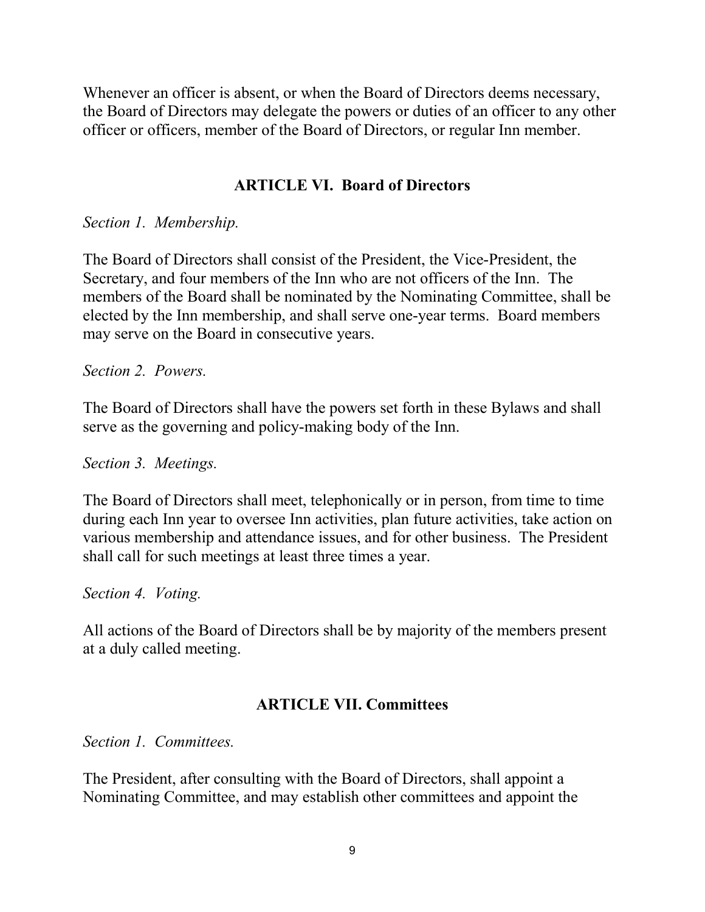Whenever an officer is absent, or when the Board of Directors deems necessary, the Board of Directors may delegate the powers or duties of an officer to any other officer or officers, member of the Board of Directors, or regular Inn member.

## ARTICLE VI. Board of Directors

*Section 1. Membership.*

The Board of Directors shall consist of the President, the Vice-President, the Secretary, and four members of the Inn who are not officers of the Inn. The members of the Board shall be nominated by the Nominating Committee, shall be elected by the Inn membership, and shall serve one-year terms. Board members may serve on the Board in consecutive years.

*Section 2. Powers.*

The Board of Directors shall have the powers set forth in these Bylaws and shall serve as the governing and policy-making body of the Inn.

*Section 3. Meetings.*

The Board of Directors shall meet, telephonically or in person, from time to time during each Inn year to oversee Inn activities, plan future activities, take action on various membership and attendance issues, and for other business. The President shall call for such meetings at least three times a year.

*Section 4. Voting.*

All actions of the Board of Directors shall be by majority of the members present at a duly called meeting.

## ARTICLE VII. Committees

*Section 1. Committees.*

The President, after consulting with the Board of Directors, shall appoint a Nominating Committee, and may establish other committees and appoint the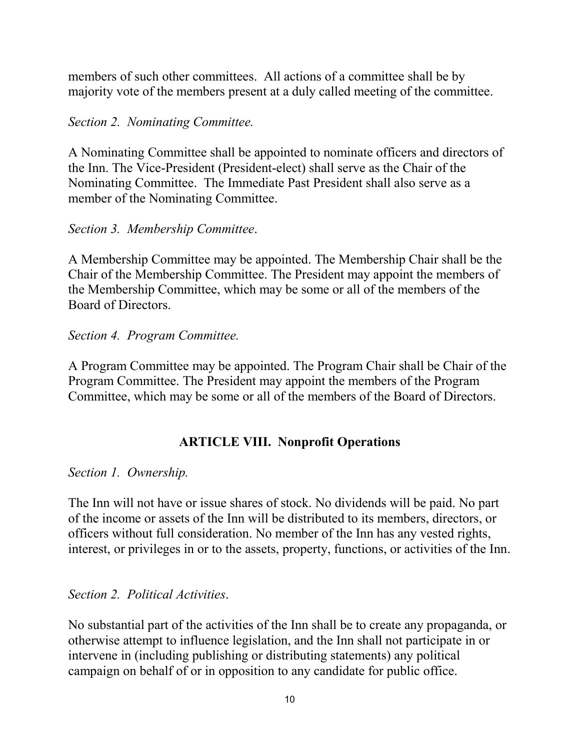members of such other committees. All actions of a committee shall be by majority vote of the members present at a duly called meeting of the committee.

*Section 2. Nominating Committee.*

A Nominating Committee shall be appointed to nominate officers and directors of the Inn. The Vice-President (President-elect) shall serve as the Chair of the Nominating Committee. The Immediate Past President shall also serve as a member of the Nominating Committee.

*Section 3. Membership Committee*.

A Membership Committee may be appointed. The Membership Chair shall be the Chair of the Membership Committee. The President may appoint the members of the Membership Committee, which may be some or all of the members of the Board of Directors.

*Section 4. Program Committee.*

A Program Committee may be appointed. The Program Chair shall be Chair of the Program Committee. The President may appoint the members of the Program Committee, which may be some or all of the members of the Board of Directors.

## ARTICLE VIII. Nonprofit Operations

*Section 1. Ownership.*

The Inn will not have or issue shares of stock. No dividends will be paid. No part of the income or assets of the Inn will be distributed to its members, directors, or officers without full consideration. No member of the Inn has any vested rights, interest, or privileges in or to the assets, property, functions, or activities of the Inn.

*Section 2. Political Activities*.

No substantial part of the activities of the Inn shall be to create any propaganda, or otherwise attempt to influence legislation, and the Inn shall not participate in or intervene in (including publishing or distributing statements) any political campaign on behalf of or in opposition to any candidate for public office.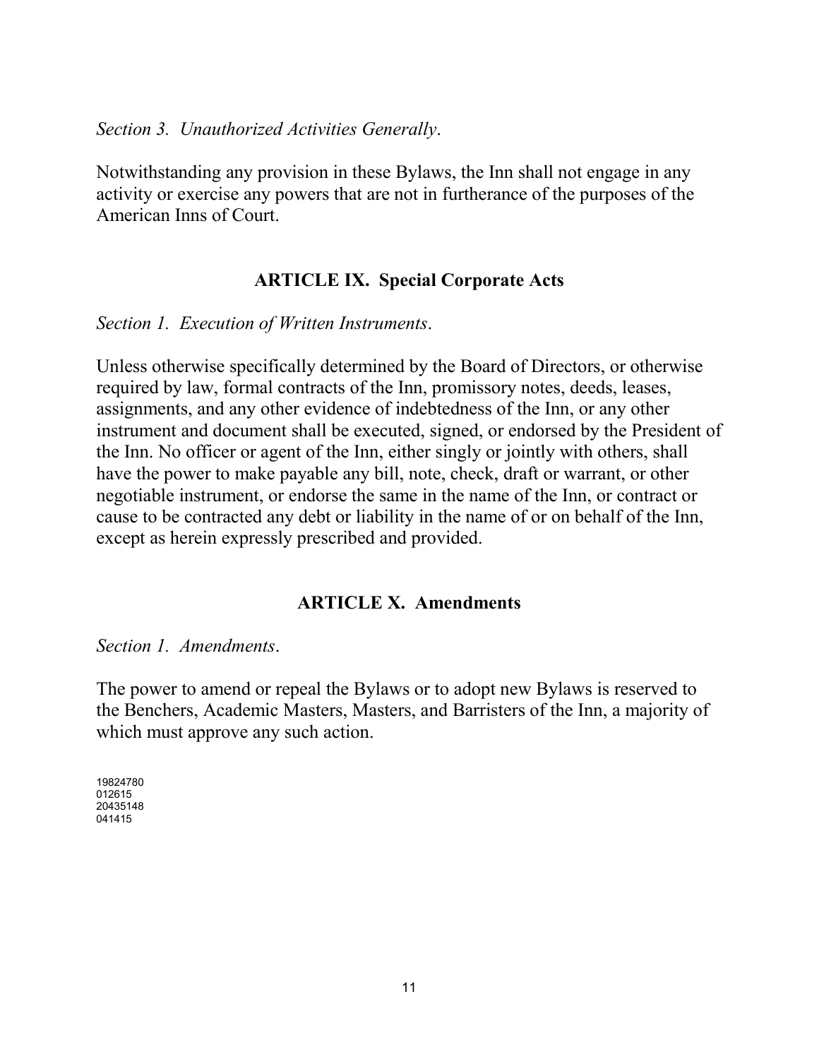*Section 3. Unauthorized Activities Generally*.

Notwithstanding any provision in these Bylaws, the Inn shall not engage in any activity or exercise any powers that are not in furtherance of the purposes of the American Inns of Court.

## ARTICLE IX. Special Corporate Acts

*Section 1. Execution of Written Instruments*.

Unless otherwise specifically determined by the Board of Directors, or otherwise required by law, formal contracts of the Inn, promissory notes, deeds, leases, assignments, and any other evidence of indebtedness of the Inn, or any other instrument and document shall be executed, signed, or endorsed by the President of the Inn. No officer or agent of the Inn, either singly or jointly with others, shall have the power to make payable any bill, note, check, draft or warrant, or other negotiable instrument, or endorse the same in the name of the Inn, or contract or cause to be contracted any debt or liability in the name of or on behalf of the Inn, except as herein expressly prescribed and provided.

## ARTICLE X. Amendments

*Section 1. Amendments*.

The power to amend or repeal the Bylaws or to adopt new Bylaws is reserved to the Benchers, Academic Masters, Masters, and Barristers of the Inn, a majority of which must approve any such action.

19824780
012615
20435148
041415